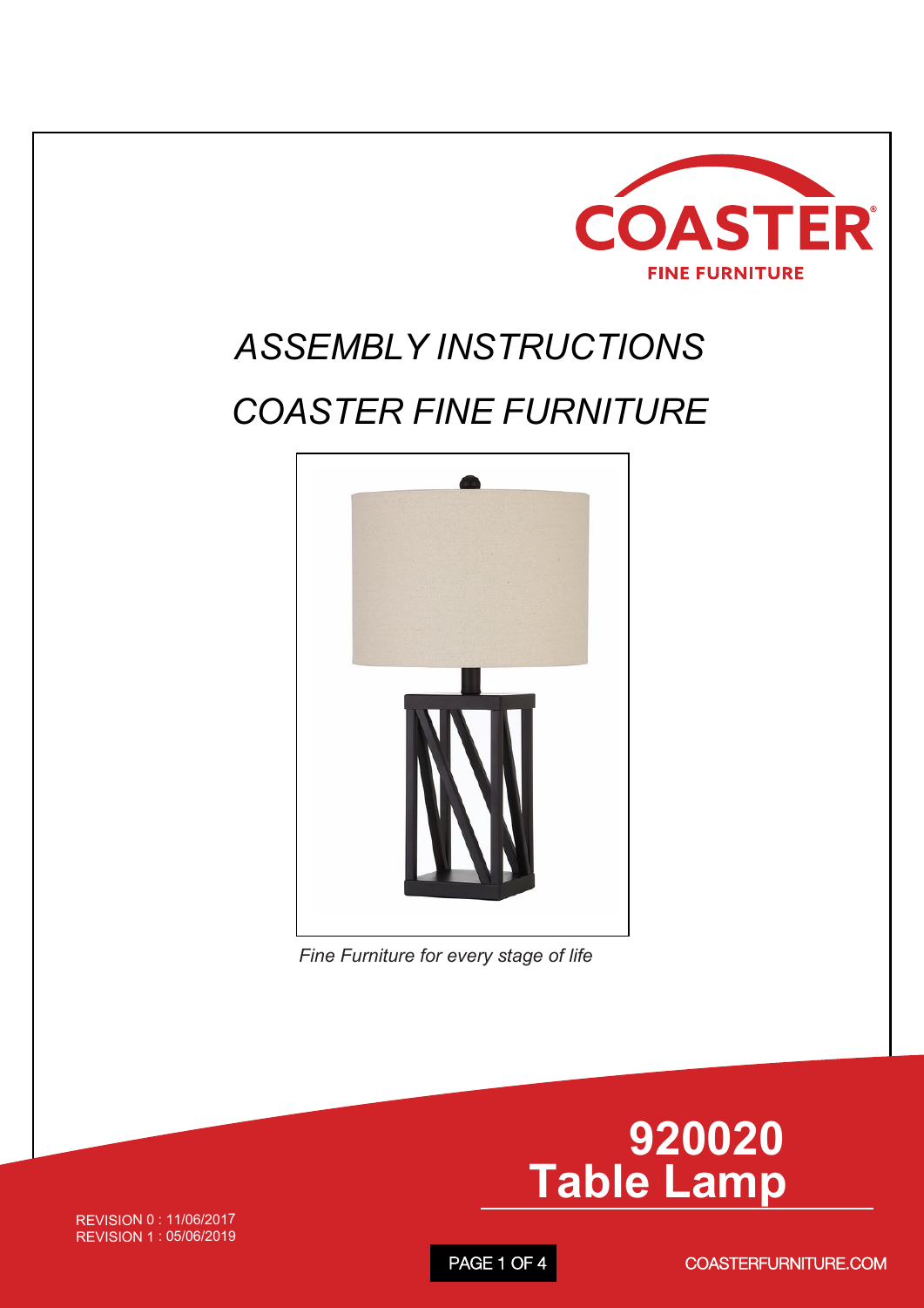COASTER
FINE FURNITURE

# *ASSEMBLY INSTRUCTIONS*

# *COASTER FINE FURNITURE*

*Fine Furniture for every stage of life*

## 920020
## Table Lamp

REVISION 0 : 11/06/2017
REVISION 1 : 05/06/2019

COASTERFURNITURE.COM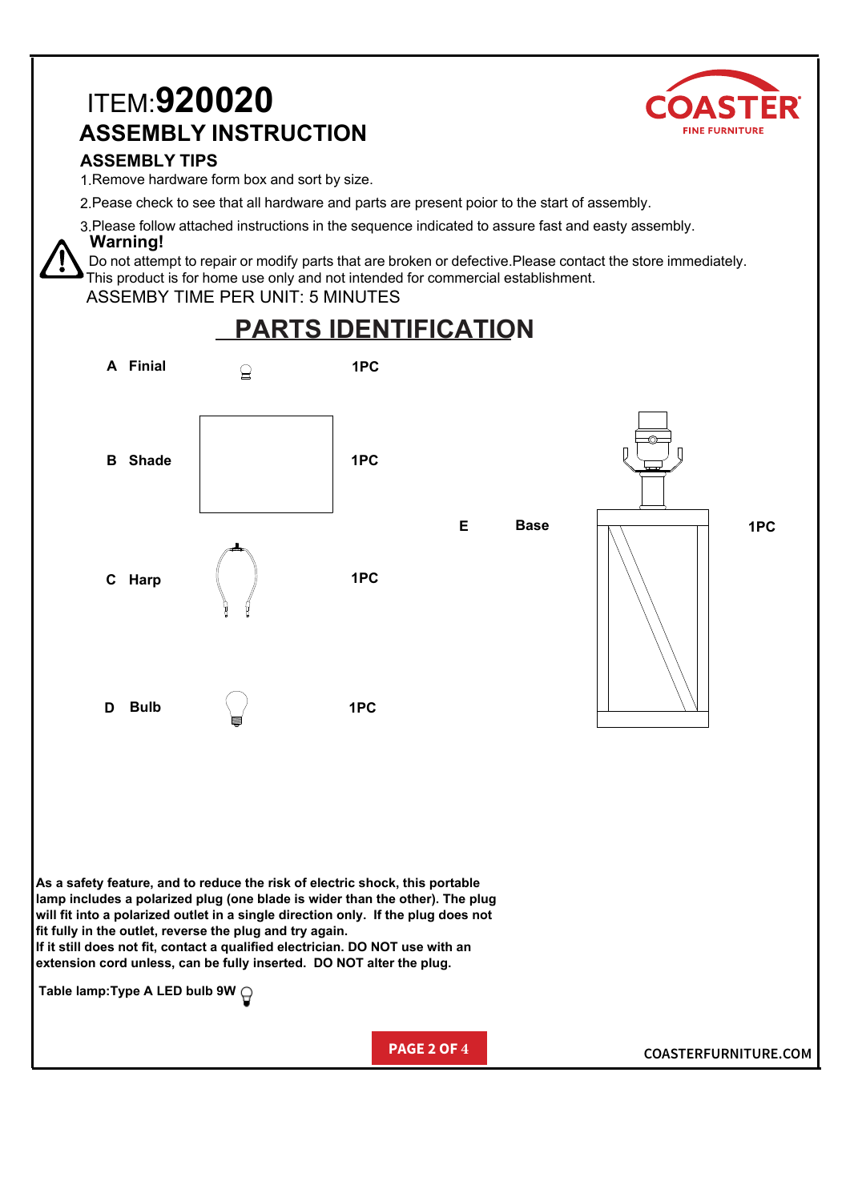# ITEM:**920020**

## ASSEMBLY INSTRUCTION

COASTER
FINE FURNITURE

### ASSEMBLY TIPS

1. Remove hardware form box and sort by size.
2. Pease check to see that all hardware and parts are present poior to the start of assembly.
3. Please follow attached instructions in the sequence indicated to assure fast and easty assembly.

**Warning!**

Do not attempt to repair or modify parts that are broken or defective.Please contact the store immediately.
This product is for home use only and not intended for commercial establishment.

ASSEMBY TIME PER UNIT: 5 MINUTES

## PARTS IDENTIFICATION

| | Part | Qty |
|---|---|---|
| A | Finial | 1PC |
| B | Shade | 1PC |
| C | Harp | 1PC |
| D | Bulb | 1PC |
| E | Base | 1PC |

**As a safety feature, and to reduce the risk of electric shock, this portable lamp includes a polarized plug (one blade is wider than the other). The plug will fit into a polarized outlet in a single direction only. If the plug does not fit fully in the outlet, reverse the plug and try again.**
**If it still does not fit, contact a qualified electrician. DO NOT use with an extension cord unless, can be fully inserted. DO NOT alter the plug.**

**Table lamp:Type A LED bulb 9W**

COASTERFURNITURE.COM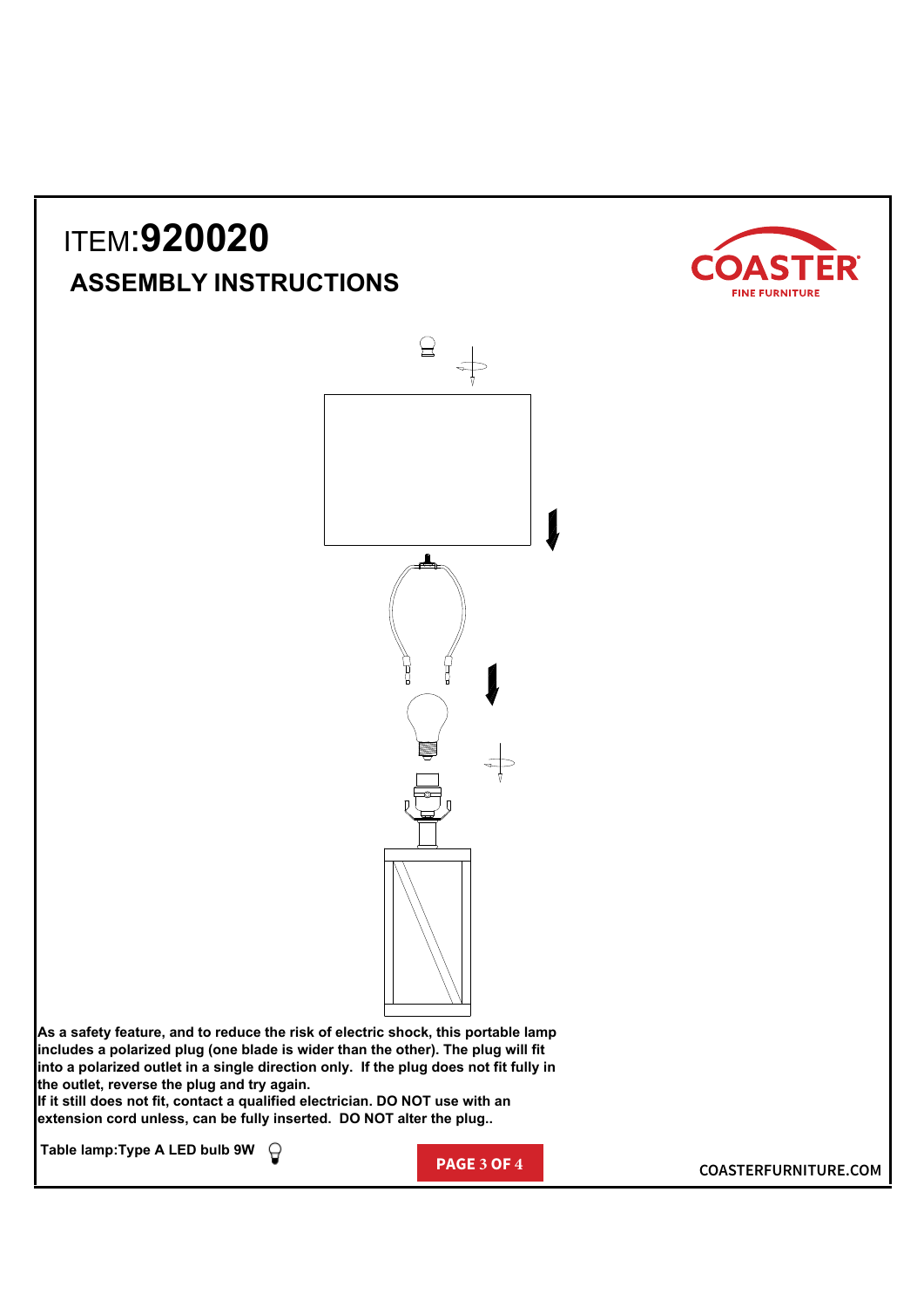ITEM:**920020**

## ASSEMBLY INSTRUCTIONS

**As a safety feature, and to reduce the risk of electric shock, this portable lamp includes a polarized plug (one blade is wider than the other). The plug will fit into a polarized outlet in a single direction only. If the plug does not fit fully in the outlet, reverse the plug and try again.**
**If it still does not fit, contact a qualified electrician. DO NOT use with an extension cord unless, can be fully inserted. DO NOT alter the plug..**

**Table lamp:Type A LED bulb 9W**

COASTERFURNITURE.COM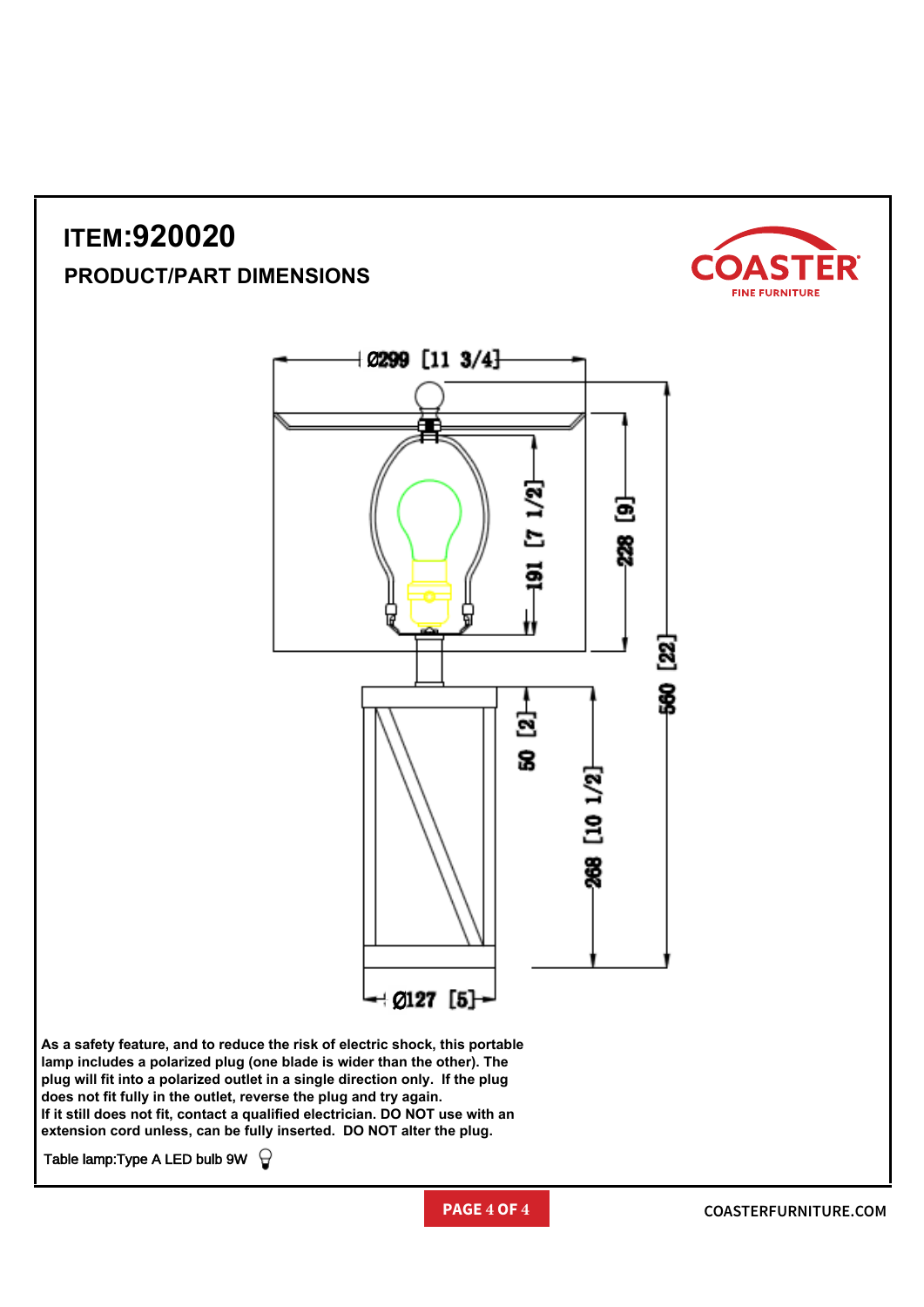# ITEM:920020

## PRODUCT/PART DIMENSIONS

COASTER
FINE FURNITURE

Ø299 [11 3/4]

191 [7 1/2]

228 [9]

560 [22]

50 [2]

268 [10 1/2]

Ø127 [5]

**As a safety feature, and to reduce the risk of electric shock, this portable lamp includes a polarized plug (one blade is wider than the other). The plug will fit into a polarized outlet in a single direction only. If the plug does not fit fully in the outlet, reverse the plug and try again.**
**If it still does not fit, contact a qualified electrician. DO NOT use with an extension cord unless, can be fully inserted. DO NOT alter the plug.**

Table lamp:Type A LED bulb 9W

COASTERFURNITURE.COM